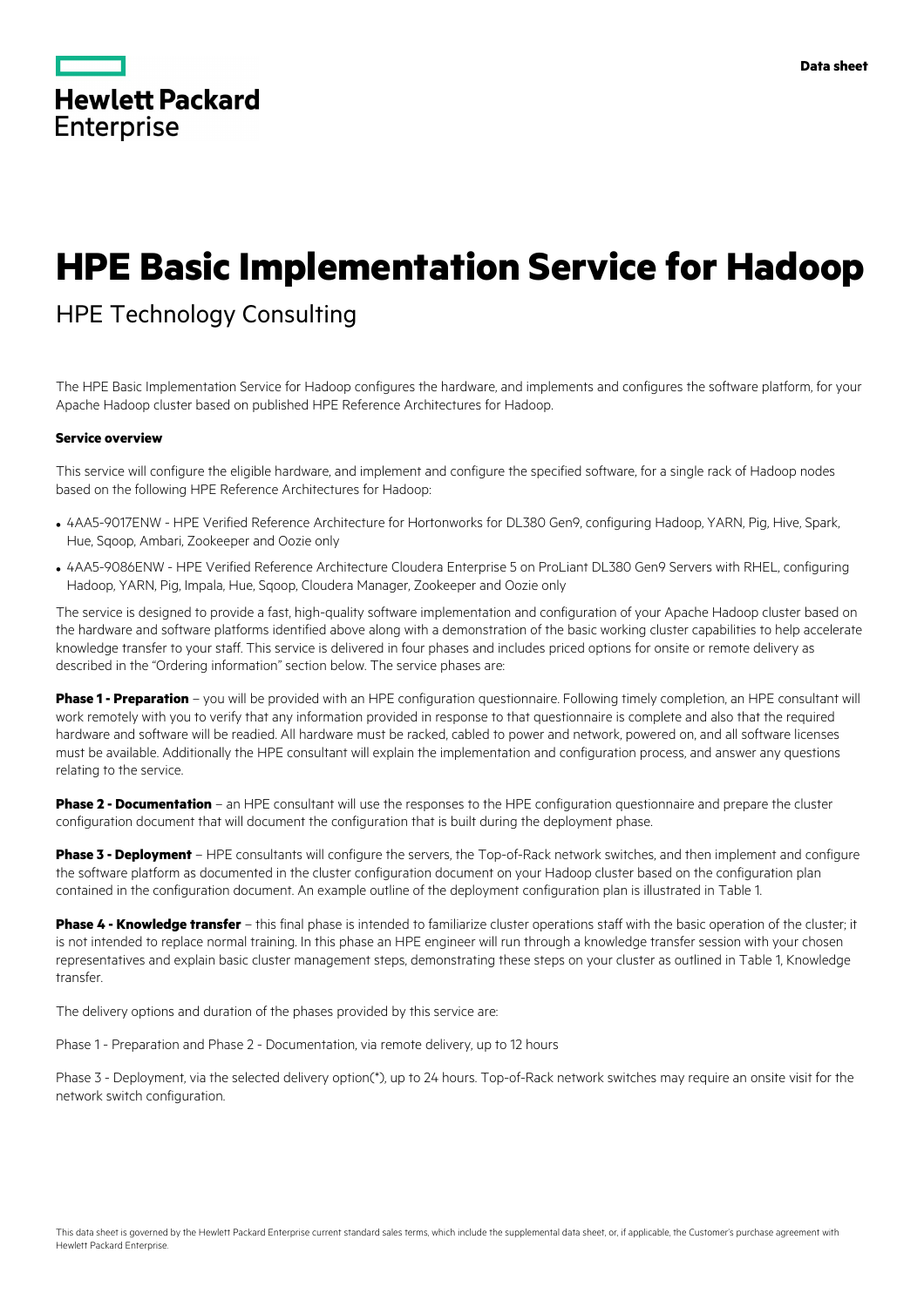Data sheet

# HPE Basic Implementation Service for Hadoop

## HPE Technology Consulting

The HPE Basic Implementation Service for Hadoop configures the hardware, and implements and configures the software platform, for your Apache Hadoop cluster based on published HPE Reference Architectures for Hadoop.

**Service overview**

This service will configure the eligible hardware, and implement and configure the specified software, for a single rack of Hadoop nodes based on the following HPE Reference Architectures for Hadoop:

- 4AA5-9017ENW - HPE Verified Reference Architecture for Hortonworks for DL380 Gen9, configuring Hadoop, YARN, Pig, Hive, Spark, Hue, Sqoop, Ambari, Zookeeper and Oozie only
- 4AA5-9086ENW - HPE Verified Reference Architecture Cloudera Enterprise 5 on ProLiant DL380 Gen9 Servers with RHEL, configuring Hadoop, YARN, Pig, Impala, Hue, Sqoop, Cloudera Manager, Zookeeper and Oozie only

The service is designed to provide a fast, high-quality software implementation and configuration of your Apache Hadoop cluster based on the hardware and software platforms identified above along with a demonstration of the basic working cluster capabilities to help accelerate knowledge transfer to your staff. This service is delivered in four phases and includes priced options for onsite or remote delivery as described in the "Ordering information" section below. The service phases are:

**Phase 1 - Preparation** – you will be provided with an HPE configuration questionnaire. Following timely completion, an HPE consultant will work remotely with you to verify that any information provided in response to that questionnaire is complete and also that the required hardware and software will be readied. All hardware must be racked, cabled to power and network, powered on, and all software licenses must be available. Additionally the HPE consultant will explain the implementation and configuration process, and answer any questions relating to the service.

**Phase 2 - Documentation** – an HPE consultant will use the responses to the HPE configuration questionnaire and prepare the cluster configuration document that will document the configuration that is built during the deployment phase.

**Phase 3 - Deployment** – HPE consultants will configure the servers, the Top-of-Rack network switches, and then implement and configure the software platform as documented in the cluster configuration document on your Hadoop cluster based on the configuration plan contained in the configuration document. An example outline of the deployment configuration plan is illustrated in Table 1.

**Phase 4 - Knowledge transfer** – this final phase is intended to familiarize cluster operations staff with the basic operation of the cluster; it is not intended to replace normal training. In this phase an HPE engineer will run through a knowledge transfer session with your chosen representatives and explain basic cluster management steps, demonstrating these steps on your cluster as outlined in Table 1, Knowledge transfer.

The delivery options and duration of the phases provided by this service are:

Phase 1 - Preparation and Phase 2 - Documentation, via remote delivery, up to 12 hours

Phase 3 - Deployment, via the selected delivery option(*), up to 24 hours. Top-of-Rack network switches may require an onsite visit for the network switch configuration.

This data sheet is governed by the Hewlett Packard Enterprise current standard sales terms, which include the supplemental data sheet, or, if applicable, the Customer's purchase agreement with Hewlett Packard Enterprise.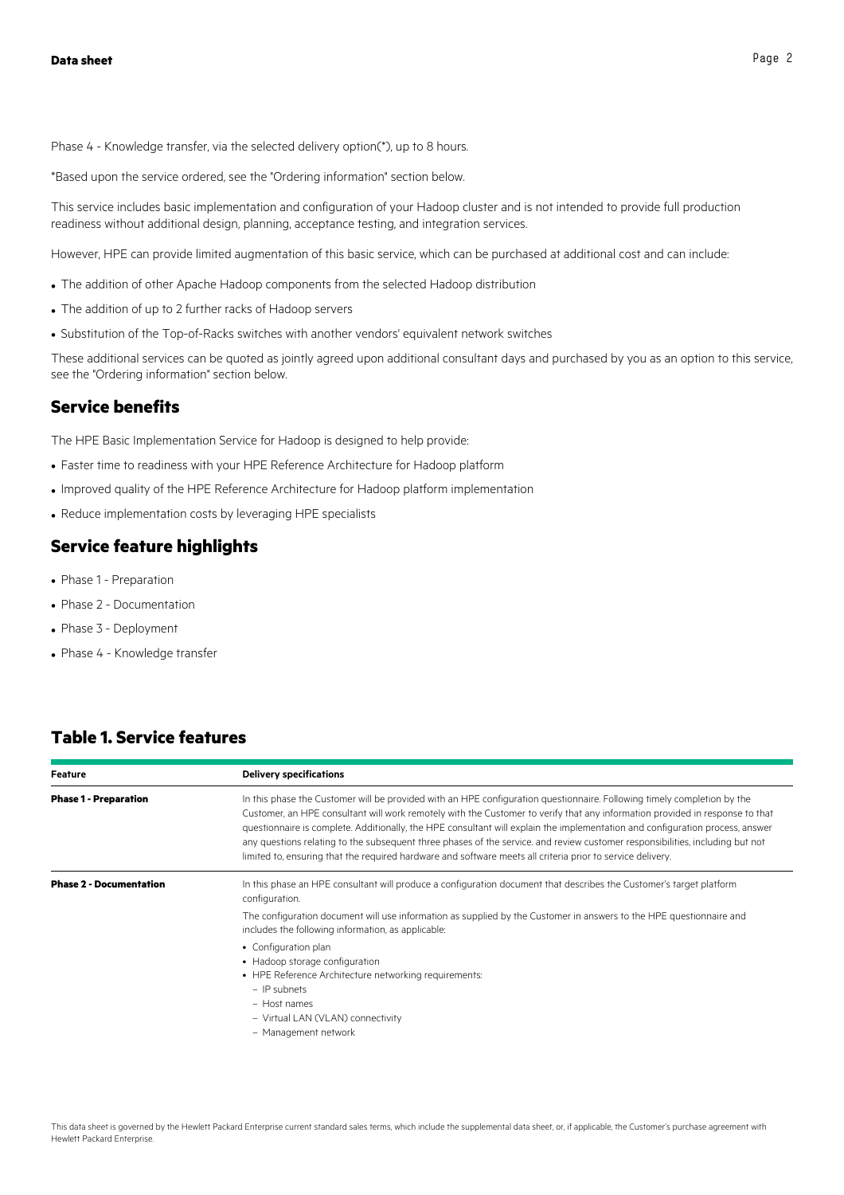Phase 4 - Knowledge transfer, via the selected delivery option(*), up to 8 hours.

*Based upon the service ordered, see the "Ordering information" section below.

This service includes basic implementation and configuration of your Hadoop cluster and is not intended to provide full production readiness without additional design, planning, acceptance testing, and integration services.

However, HPE can provide limited augmentation of this basic service, which can be purchased at additional cost and can include:

- The addition of other Apache Hadoop components from the selected Hadoop distribution
- The addition of up to 2 further racks of Hadoop servers
- Substitution of the Top-of-Racks switches with another vendors' equivalent network switches

These additional services can be quoted as jointly agreed upon additional consultant days and purchased by you as an option to this service, see the "Ordering information" section below.

## Service benefits

The HPE Basic Implementation Service for Hadoop is designed to help provide:

- Faster time to readiness with your HPE Reference Architecture for Hadoop platform
- Improved quality of the HPE Reference Architecture for Hadoop platform implementation
- Reduce implementation costs by leveraging HPE specialists

## Service feature highlights

- Phase 1 - Preparation
- Phase 2 - Documentation
- Phase 3 - Deployment
- Phase 4 - Knowledge transfer

## Table 1. Service features

| Feature | Delivery specifications |
|---|---|
| **Phase 1 - Preparation** | In this phase the Customer will be provided with an HPE configuration questionnaire. Following timely completion by the Customer, an HPE consultant will work remotely with the Customer to verify that any information provided in response to that questionnaire is complete. Additionally, the HPE consultant will explain the implementation and configuration process, answer any questions relating to the subsequent three phases of the service. and review customer responsibilities, including but not limited to, ensuring that the required hardware and software meets all criteria prior to service delivery. |
| **Phase 2 - Documentation** | In this phase an HPE consultant will produce a configuration document that describes the Customer's target platform configuration.<br><br>The configuration document will use information as supplied by the Customer in answers to the HPE questionnaire and includes the following information, as applicable:<br><br>• Configuration plan<br>• Hadoop storage configuration<br>• HPE Reference Architecture networking requirements:<br>  – IP subnets<br>  – Host names<br>  – Virtual LAN (VLAN) connectivity<br>  – Management network |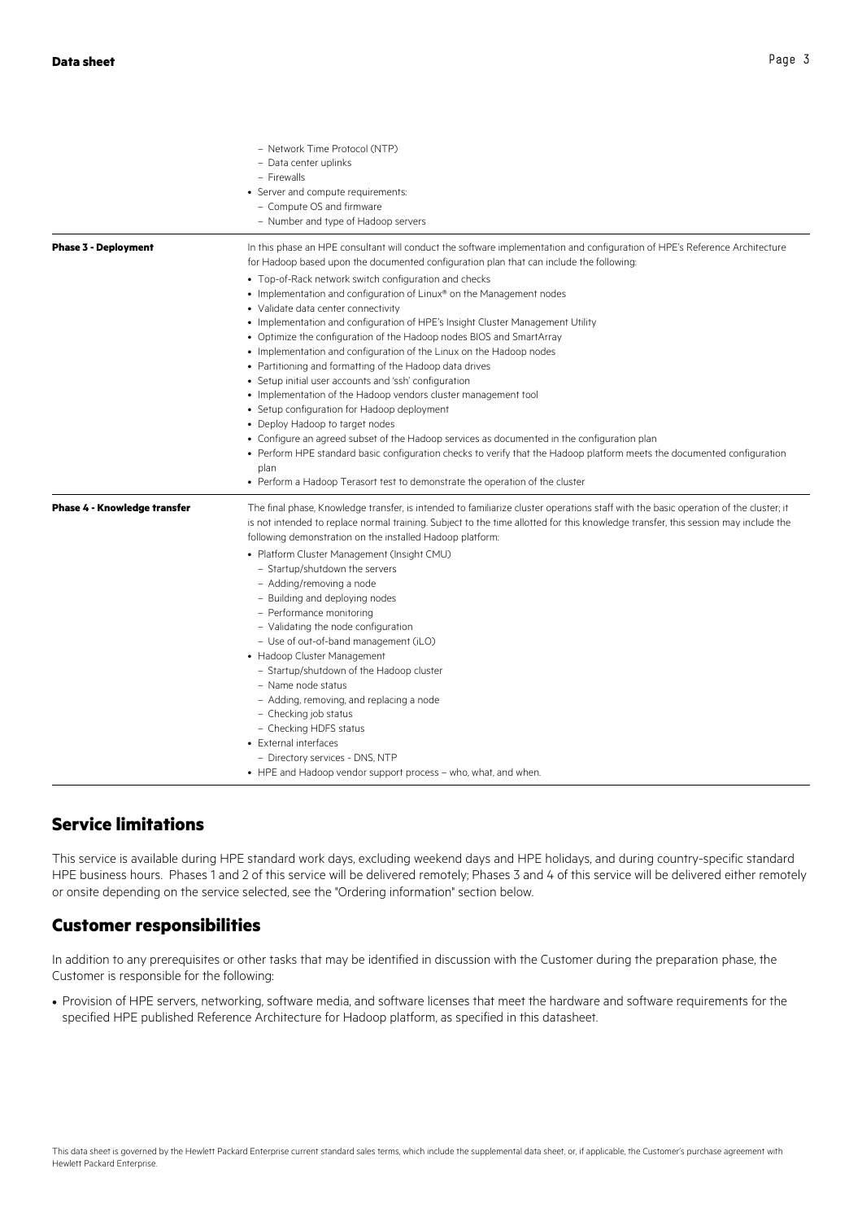| | |
|---|---|
| | – Network Time Protocol (NTP)<br>– Data center uplinks<br>– Firewalls<br>• Server and compute requirements:<br>– Compute OS and firmware<br>– Number and type of Hadoop servers |
| **Phase 3 - Deployment** | In this phase an HPE consultant will conduct the software implementation and configuration of HPE's Reference Architecture for Hadoop based upon the documented configuration plan that can include the following:<br>• Top-of-Rack network switch configuration and checks<br>• Implementation and configuration of Linux® on the Management nodes<br>• Validate data center connectivity<br>• Implementation and configuration of HPE's Insight Cluster Management Utility<br>• Optimize the configuration of the Hadoop nodes BIOS and SmartArray<br>• Implementation and configuration of the Linux on the Hadoop nodes<br>• Partitioning and formatting of the Hadoop data drives<br>• Setup initial user accounts and 'ssh' configuration<br>• Implementation of the Hadoop vendors cluster management tool<br>• Setup configuration for Hadoop deployment<br>• Deploy Hadoop to target nodes<br>• Configure an agreed subset of the Hadoop services as documented in the configuration plan<br>• Perform HPE standard basic configuration checks to verify that the Hadoop platform meets the documented configuration plan<br>• Perform a Hadoop Terasort test to demonstrate the operation of the cluster |
| **Phase 4 - Knowledge transfer** | The final phase, Knowledge transfer, is intended to familiarize cluster operations staff with the basic operation of the cluster; it is not intended to replace normal training. Subject to the time allotted for this knowledge transfer, this session may include the following demonstration on the installed Hadoop platform:<br>• Platform Cluster Management (Insight CMU)<br>– Startup/shutdown the servers<br>– Adding/removing a node<br>– Building and deploying nodes<br>– Performance monitoring<br>– Validating the node configuration<br>– Use of out-of-band management (iLO)<br>• Hadoop Cluster Management<br>– Startup/shutdown of the Hadoop cluster<br>– Name node status<br>– Adding, removing, and replacing a node<br>– Checking job status<br>– Checking HDFS status<br>• External interfaces<br>– Directory services - DNS, NTP<br>• HPE and Hadoop vendor support process – who, what, and when. |

## Service limitations

This service is available during HPE standard work days, excluding weekend days and HPE holidays, and during country-specific standard HPE business hours. Phases 1 and 2 of this service will be delivered remotely; Phases 3 and 4 of this service will be delivered either remotely or onsite depending on the service selected, see the "Ordering information" section below.

## Customer responsibilities

In addition to any prerequisites or other tasks that may be identified in discussion with the Customer during the preparation phase, the Customer is responsible for the following:

- Provision of HPE servers, networking, software media, and software licenses that meet the hardware and software requirements for the specified HPE published Reference Architecture for Hadoop platform, as specified in this datasheet.

This data sheet is governed by the Hewlett Packard Enterprise current standard sales terms, which include the supplemental data sheet, or, if applicable, the Customer's purchase agreement with Hewlett Packard Enterprise.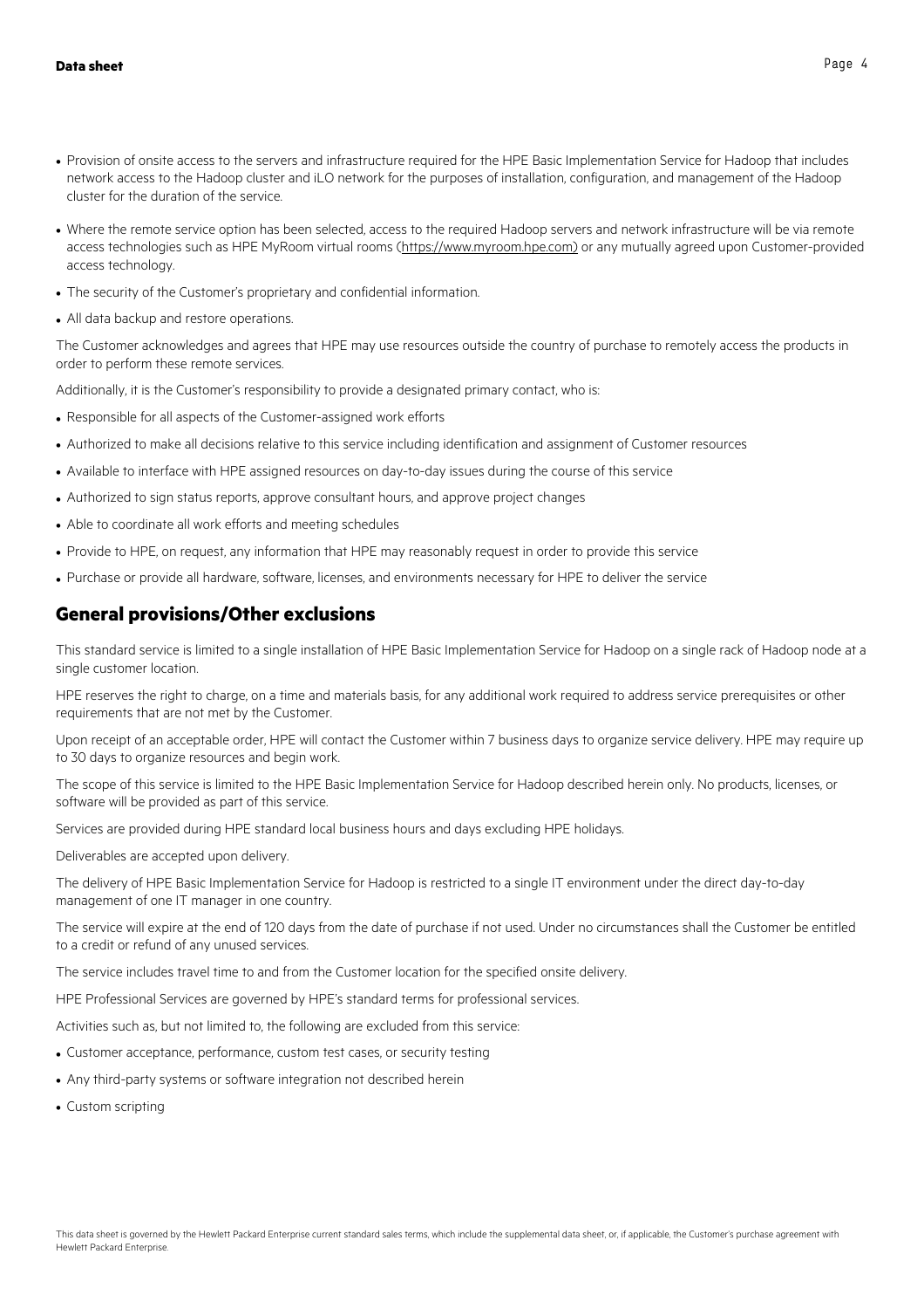- Provision of onsite access to the servers and infrastructure required for the HPE Basic Implementation Service for Hadoop that includes network access to the Hadoop cluster and iLO network for the purposes of installation, configuration, and management of the Hadoop cluster for the duration of the service.
- Where the remote service option has been selected, access to the required Hadoop servers and network infrastructure will be via remote access technologies such as HPE MyRoom virtual rooms (https://www.myroom.hpe.com) or any mutually agreed upon Customer-provided access technology.
- The security of the Customer's proprietary and confidential information.
- All data backup and restore operations.

The Customer acknowledges and agrees that HPE may use resources outside the country of purchase to remotely access the products in order to perform these remote services.

Additionally, it is the Customer's responsibility to provide a designated primary contact, who is:

- Responsible for all aspects of the Customer-assigned work efforts
- Authorized to make all decisions relative to this service including identification and assignment of Customer resources
- Available to interface with HPE assigned resources on day-to-day issues during the course of this service
- Authorized to sign status reports, approve consultant hours, and approve project changes
- Able to coordinate all work efforts and meeting schedules
- Provide to HPE, on request, any information that HPE may reasonably request in order to provide this service
- Purchase or provide all hardware, software, licenses, and environments necessary for HPE to deliver the service

## General provisions/Other exclusions

This standard service is limited to a single installation of HPE Basic Implementation Service for Hadoop on a single rack of Hadoop node at a single customer location.

HPE reserves the right to charge, on a time and materials basis, for any additional work required to address service prerequisites or other requirements that are not met by the Customer.

Upon receipt of an acceptable order, HPE will contact the Customer within 7 business days to organize service delivery. HPE may require up to 30 days to organize resources and begin work.

The scope of this service is limited to the HPE Basic Implementation Service for Hadoop described herein only. No products, licenses, or software will be provided as part of this service.

Services are provided during HPE standard local business hours and days excluding HPE holidays.

Deliverables are accepted upon delivery.

The delivery of HPE Basic Implementation Service for Hadoop is restricted to a single IT environment under the direct day-to-day management of one IT manager in one country.

The service will expire at the end of 120 days from the date of purchase if not used. Under no circumstances shall the Customer be entitled to a credit or refund of any unused services.

The service includes travel time to and from the Customer location for the specified onsite delivery.

HPE Professional Services are governed by HPE's standard terms for professional services.

Activities such as, but not limited to, the following are excluded from this service:

- Customer acceptance, performance, custom test cases, or security testing
- Any third-party systems or software integration not described herein
- Custom scripting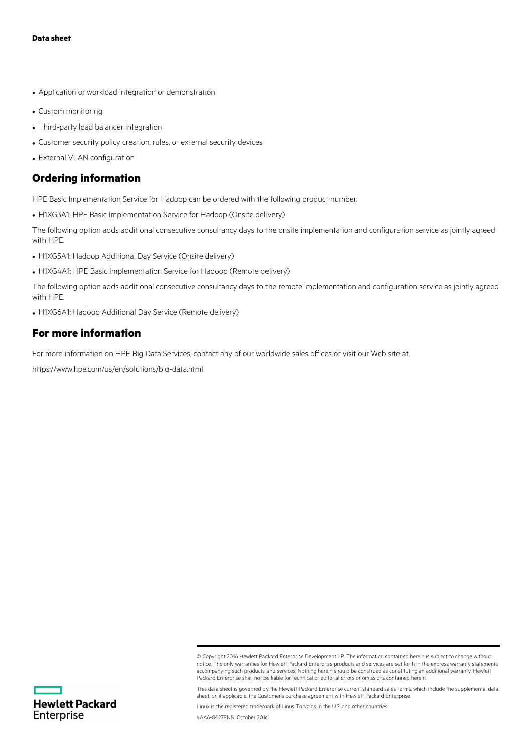- Application or workload integration or demonstration
- Custom monitoring
- Third-party load balancer integration
- Customer security policy creation, rules, or external security devices
- External VLAN configuration

## Ordering information

HPE Basic Implementation Service for Hadoop can be ordered with the following product number:

- H1XG3A1: HPE Basic Implementation Service for Hadoop (Onsite delivery)

The following option adds additional consecutive consultancy days to the onsite implementation and configuration service as jointly agreed with HPE.

- H1XG5A1: Hadoop Additional Day Service (Onsite delivery)
- H1XG4A1: HPE Basic Implementation Service for Hadoop (Remote delivery)

The following option adds additional consecutive consultancy days to the remote implementation and configuration service as jointly agreed with HPE.

- H1XG6A1: Hadoop Additional Day Service (Remote delivery)

## For more information

For more information on HPE Big Data Services, contact any of our worldwide sales offices or visit our Web site at:

https://www.hpe.com/us/en/solutions/big-data.html

© Copyright 2016 Hewlett Packard Enterprise Development LP. The information contained herein is subject to change without notice. The only warranties for Hewlett Packard Enterprise products and services are set forth in the express warranty statements accompanying such products and services. Nothing herein should be construed as constituting an additional warranty. Hewlett Packard Enterprise shall not be liable for technical or editorial errors or omissions contained herein.

This data sheet is governed by the Hewlett Packard Enterprise current standard sales terms, which include the supplemental data sheet, or, if applicable, the Customer's purchase agreement with Hewlett Packard Enterprise.

Linux is the registered trademark of Linus Torvalds in the U.S. and other countries.

4AA6-8427ENN, October 2016